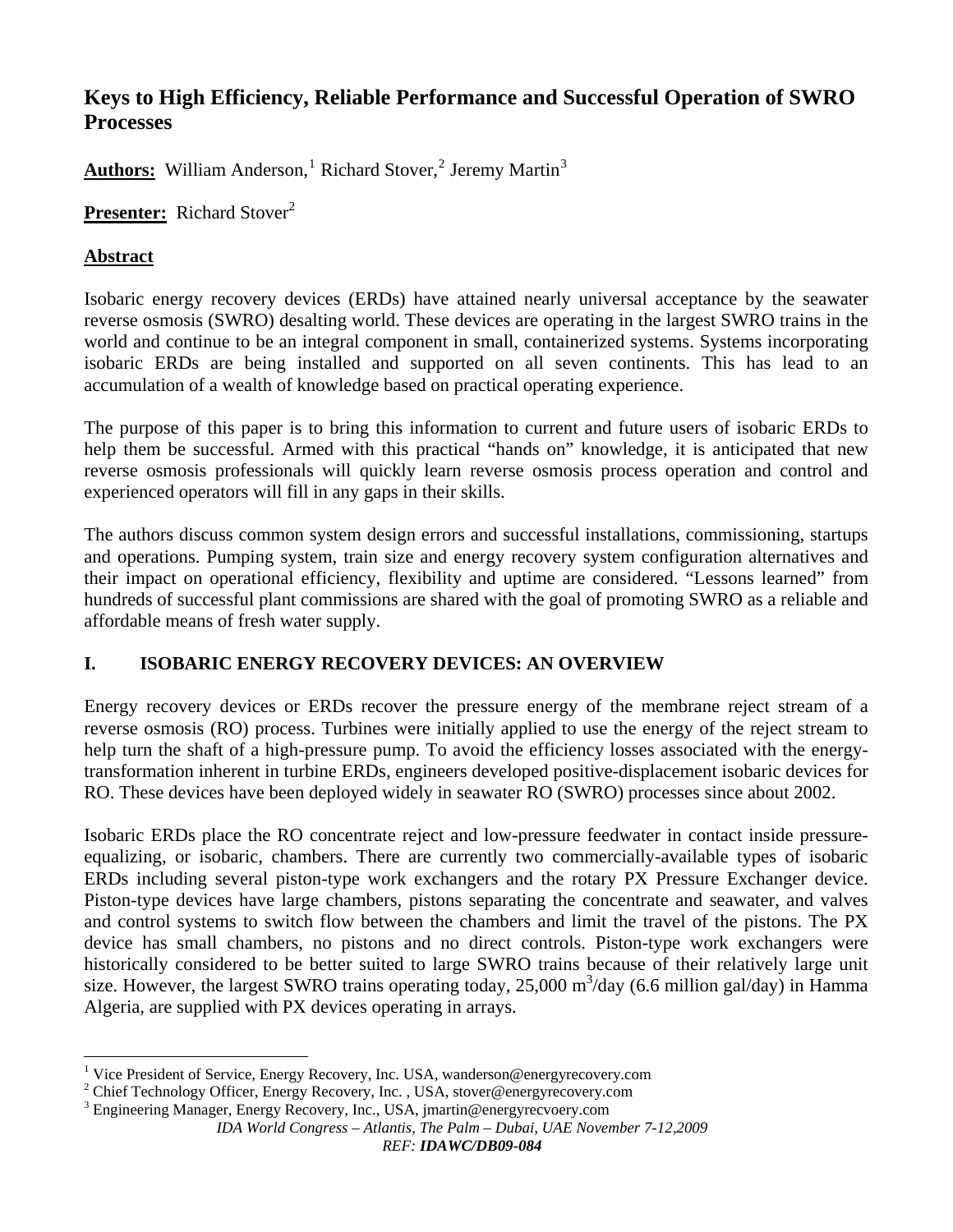# Keys to High Efficiency, Reliable Performance and Successful Operation of SWRO Processes

**Authors:** William Anderson,[1] Richard Stover,[2] Jeremy Martin[3]

**Presenter:** Richard Stover[2]

## Abstract

Isobaric energy recovery devices (ERDs) have attained nearly universal acceptance by the seawater reverse osmosis (SWRO) desalting world. These devices are operating in the largest SWRO trains in the world and continue to be an integral component in small, containerized systems. Systems incorporating isobaric ERDs are being installed and supported on all seven continents. This has lead to an accumulation of a wealth of knowledge based on practical operating experience.

The purpose of this paper is to bring this information to current and future users of isobaric ERDs to help them be successful. Armed with this practical "hands on" knowledge, it is anticipated that new reverse osmosis professionals will quickly learn reverse osmosis process operation and control and experienced operators will fill in any gaps in their skills.

The authors discuss common system design errors and successful installations, commissioning, startups and operations. Pumping system, train size and energy recovery system configuration alternatives and their impact on operational efficiency, flexibility and uptime are considered. "Lessons learned" from hundreds of successful plant commissions are shared with the goal of promoting SWRO as a reliable and affordable means of fresh water supply.

## I. ISOBARIC ENERGY RECOVERY DEVICES: AN OVERVIEW

Energy recovery devices or ERDs recover the pressure energy of the membrane reject stream of a reverse osmosis (RO) process. Turbines were initially applied to use the energy of the reject stream to help turn the shaft of a high-pressure pump. To avoid the efficiency losses associated with the energy-transformation inherent in turbine ERDs, engineers developed positive-displacement isobaric devices for RO. These devices have been deployed widely in seawater RO (SWRO) processes since about 2002.

Isobaric ERDs place the RO concentrate reject and low-pressure feedwater in contact inside pressure-equalizing, or isobaric, chambers. There are currently two commercially-available types of isobaric ERDs including several piston-type work exchangers and the rotary PX Pressure Exchanger device. Piston-type devices have large chambers, pistons separating the concentrate and seawater, and valves and control systems to switch flow between the chambers and limit the travel of the pistons. The PX device has small chambers, no pistons and no direct controls. Piston-type work exchangers were historically considered to be better suited to large SWRO trains because of their relatively large unit size. However, the largest SWRO trains operating today, 25,000 $m^3$/day (6.6 million gal/day) in Hamma Algeria, are supplied with PX devices operating in arrays.

---

[1] Vice President of Service, Energy Recovery, Inc. USA, wanderson@energyrecovery.com

[2] Chief Technology Officer, Energy Recovery, Inc. , USA, stover@energyrecovery.com

[3] Engineering Manager, Energy Recovery, Inc., USA, jmartin@energyrecvoery.com

*IDA World Congress – Atlantis, The Palm – Dubai, UAE November 7-12,2009*

*REF: **IDAWC/DB09-084***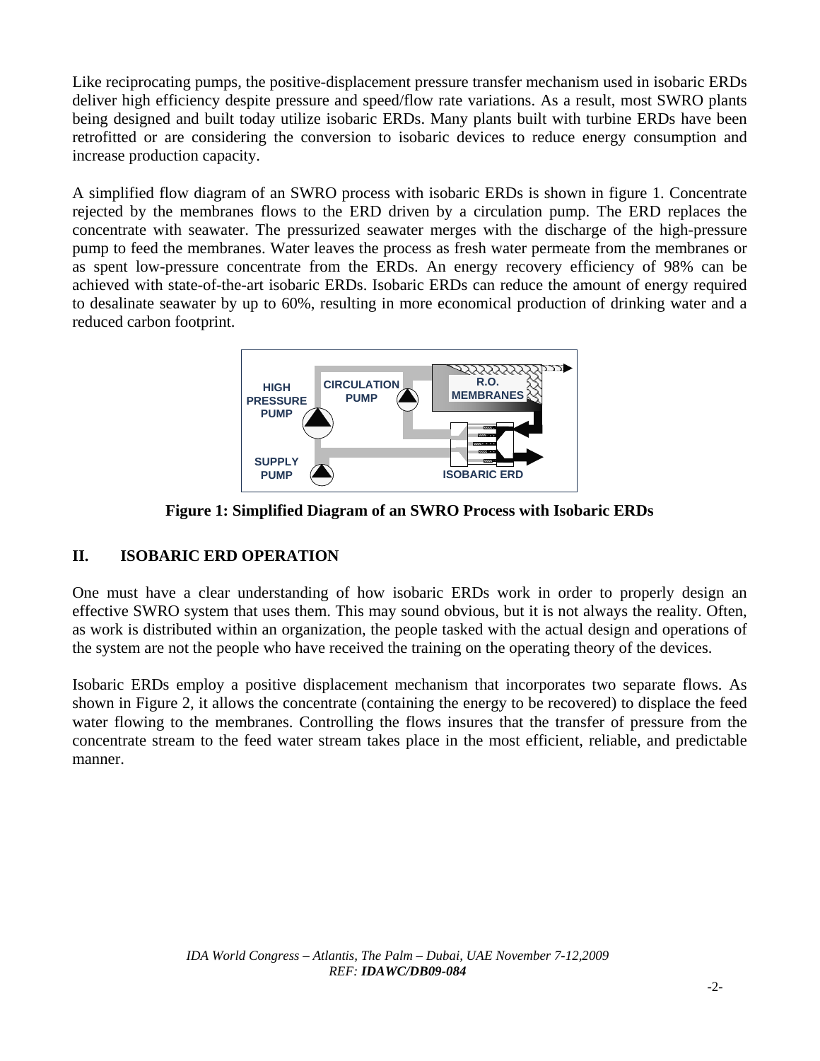Like reciprocating pumps, the positive-displacement pressure transfer mechanism used in isobaric ERDs deliver high efficiency despite pressure and speed/flow rate variations. As a result, most SWRO plants being designed and built today utilize isobaric ERDs. Many plants built with turbine ERDs have been retrofitted or are considering the conversion to isobaric devices to reduce energy consumption and increase production capacity.

A simplified flow diagram of an SWRO process with isobaric ERDs is shown in figure 1. Concentrate rejected by the membranes flows to the ERD driven by a circulation pump. The ERD replaces the concentrate with seawater. The pressurized seawater merges with the discharge of the high-pressure pump to feed the membranes. Water leaves the process as fresh water permeate from the membranes or as spent low-pressure concentrate from the ERDs. An energy recovery efficiency of 98% can be achieved with state-of-the-art isobaric ERDs. Isobaric ERDs can reduce the amount of energy required to desalinate seawater by up to 60%, resulting in more economical production of drinking water and a reduced carbon footprint.

HIGH PRESSURE PUMP

CIRCULATION PUMP

R.O. MEMBRANES

SUPPLY PUMP

ISOBARIC ERD

**Figure 1: Simplified Diagram of an SWRO Process with Isobaric ERDs**

## II. ISOBARIC ERD OPERATION

One must have a clear understanding of how isobaric ERDs work in order to properly design an effective SWRO system that uses them. This may sound obvious, but it is not always the reality. Often, as work is distributed within an organization, the people tasked with the actual design and operations of the system are not the people who have received the training on the operating theory of the devices.

Isobaric ERDs employ a positive displacement mechanism that incorporates two separate flows. As shown in Figure 2, it allows the concentrate (containing the energy to be recovered) to displace the feed water flowing to the membranes. Controlling the flows insures that the transfer of pressure from the concentrate stream to the feed water stream takes place in the most efficient, reliable, and predictable manner.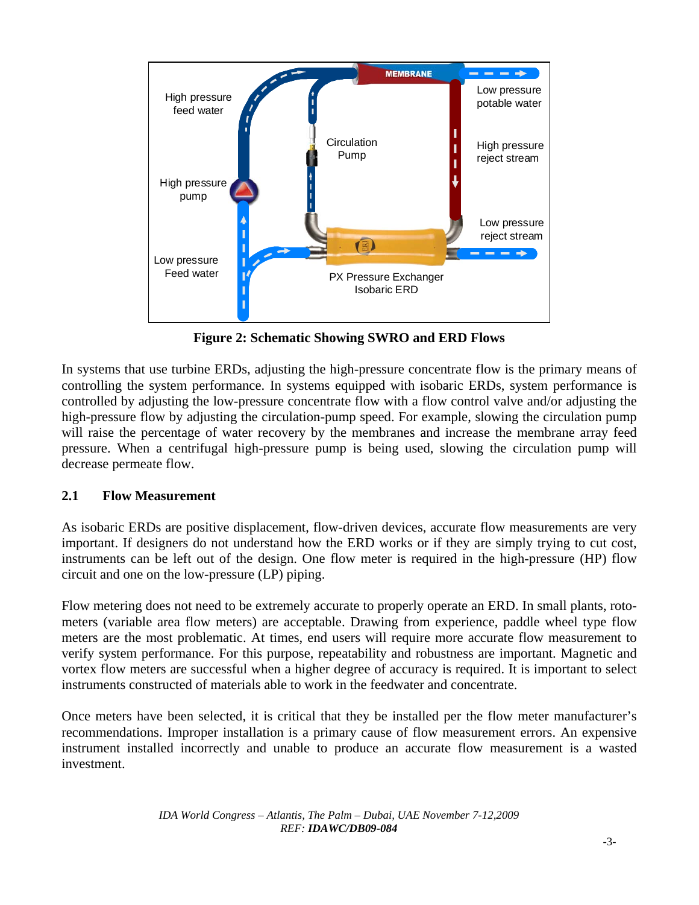Figure 2: Schematic Showing SWRO and ERD Flows

In systems that use turbine ERDs, adjusting the high-pressure concentrate flow is the primary means of controlling the system performance. In systems equipped with isobaric ERDs, system performance is controlled by adjusting the low-pressure concentrate flow with a flow control valve and/or adjusting the high-pressure flow by adjusting the circulation-pump speed. For example, slowing the circulation pump will raise the percentage of water recovery by the membranes and increase the membrane array feed pressure. When a centrifugal high-pressure pump is being used, slowing the circulation pump will decrease permeate flow.

## 2.1 Flow Measurement

As isobaric ERDs are positive displacement, flow-driven devices, accurate flow measurements are very important. If designers do not understand how the ERD works or if they are simply trying to cut cost, instruments can be left out of the design. One flow meter is required in the high-pressure (HP) flow circuit and one on the low-pressure (LP) piping.

Flow metering does not need to be extremely accurate to properly operate an ERD. In small plants, roto-meters (variable area flow meters) are acceptable. Drawing from experience, paddle wheel type flow meters are the most problematic. At times, end users will require more accurate flow measurement to verify system performance. For this purpose, repeatability and robustness are important. Magnetic and vortex flow meters are successful when a higher degree of accuracy is required. It is important to select instruments constructed of materials able to work in the feedwater and concentrate.

Once meters have been selected, it is critical that they be installed per the flow meter manufacturer's recommendations. Improper installation is a primary cause of flow measurement errors. An expensive instrument installed incorrectly and unable to produce an accurate flow measurement is a wasted investment.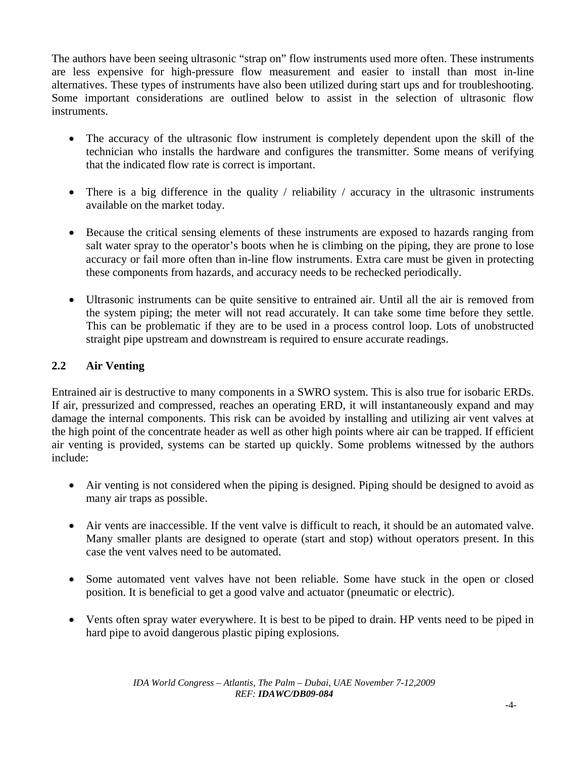The authors have been seeing ultrasonic "strap on" flow instruments used more often. These instruments are less expensive for high-pressure flow measurement and easier to install than most in-line alternatives. These types of instruments have also been utilized during start ups and for troubleshooting. Some important considerations are outlined below to assist in the selection of ultrasonic flow instruments.

- The accuracy of the ultrasonic flow instrument is completely dependent upon the skill of the technician who installs the hardware and configures the transmitter. Some means of verifying that the indicated flow rate is correct is important.

- There is a big difference in the quality / reliability / accuracy in the ultrasonic instruments available on the market today.

- Because the critical sensing elements of these instruments are exposed to hazards ranging from salt water spray to the operator's boots when he is climbing on the piping, they are prone to lose accuracy or fail more often than in-line flow instruments. Extra care must be given in protecting these components from hazards, and accuracy needs to be rechecked periodically.

- Ultrasonic instruments can be quite sensitive to entrained air. Until all the air is removed from the system piping; the meter will not read accurately. It can take some time before they settle. This can be problematic if they are to be used in a process control loop. Lots of unobstructed straight pipe upstream and downstream is required to ensure accurate readings.

## 2.2 Air Venting

Entrained air is destructive to many components in a SWRO system. This is also true for isobaric ERDs. If air, pressurized and compressed, reaches an operating ERD, it will instantaneously expand and may damage the internal components. This risk can be avoided by installing and utilizing air vent valves at the high point of the concentrate header as well as other high points where air can be trapped. If efficient air venting is provided, systems can be started up quickly. Some problems witnessed by the authors include:

- Air venting is not considered when the piping is designed. Piping should be designed to avoid as many air traps as possible.

- Air vents are inaccessible. If the vent valve is difficult to reach, it should be an automated valve. Many smaller plants are designed to operate (start and stop) without operators present. In this case the vent valves need to be automated.

- Some automated vent valves have not been reliable. Some have stuck in the open or closed position. It is beneficial to get a good valve and actuator (pneumatic or electric).

- Vents often spray water everywhere. It is best to be piped to drain. HP vents need to be piped in hard pipe to avoid dangerous plastic piping explosions.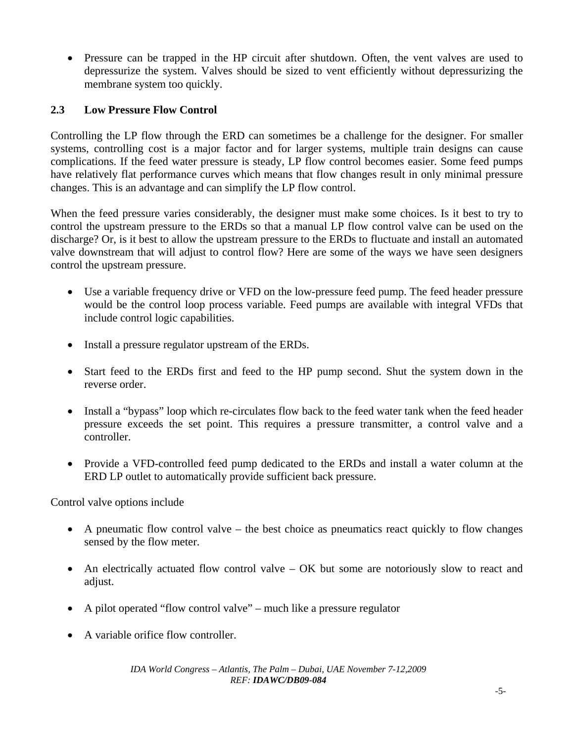- Pressure can be trapped in the HP circuit after shutdown. Often, the vent valves are used to depressurize the system. Valves should be sized to vent efficiently without depressurizing the membrane system too quickly.

## 2.3 Low Pressure Flow Control

Controlling the LP flow through the ERD can sometimes be a challenge for the designer. For smaller systems, controlling cost is a major factor and for larger systems, multiple train designs can cause complications. If the feed water pressure is steady, LP flow control becomes easier. Some feed pumps have relatively flat performance curves which means that flow changes result in only minimal pressure changes. This is an advantage and can simplify the LP flow control.

When the feed pressure varies considerably, the designer must make some choices. Is it best to try to control the upstream pressure to the ERDs so that a manual LP flow control valve can be used on the discharge? Or, is it best to allow the upstream pressure to the ERDs to fluctuate and install an automated valve downstream that will adjust to control flow? Here are some of the ways we have seen designers control the upstream pressure.

- Use a variable frequency drive or VFD on the low-pressure feed pump. The feed header pressure would be the control loop process variable. Feed pumps are available with integral VFDs that include control logic capabilities.

- Install a pressure regulator upstream of the ERDs.

- Start feed to the ERDs first and feed to the HP pump second. Shut the system down in the reverse order.

- Install a "bypass" loop which re-circulates flow back to the feed water tank when the feed header pressure exceeds the set point. This requires a pressure transmitter, a control valve and a controller.

- Provide a VFD-controlled feed pump dedicated to the ERDs and install a water column at the ERD LP outlet to automatically provide sufficient back pressure.

Control valve options include

- A pneumatic flow control valve – the best choice as pneumatics react quickly to flow changes sensed by the flow meter.

- An electrically actuated flow control valve – OK but some are notoriously slow to react and adjust.

- A pilot operated "flow control valve" – much like a pressure regulator

- A variable orifice flow controller.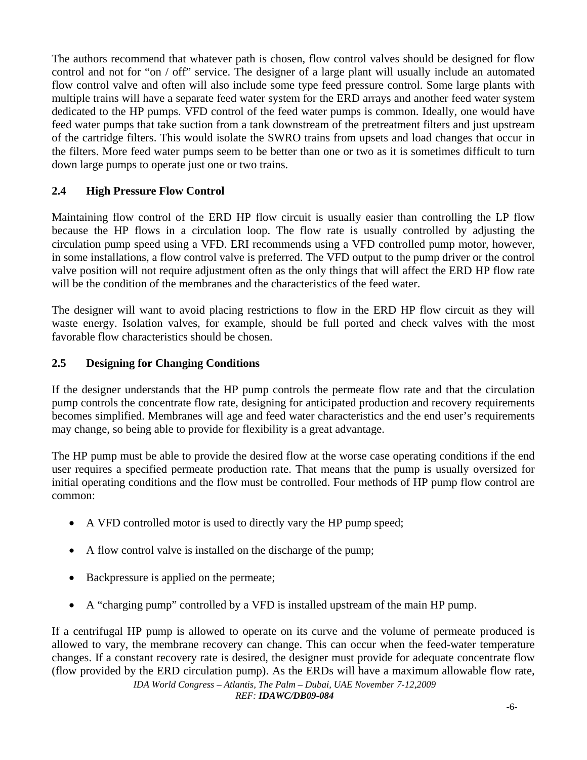The authors recommend that whatever path is chosen, flow control valves should be designed for flow control and not for "on / off" service. The designer of a large plant will usually include an automated flow control valve and often will also include some type feed pressure control. Some large plants with multiple trains will have a separate feed water system for the ERD arrays and another feed water system dedicated to the HP pumps. VFD control of the feed water pumps is common. Ideally, one would have feed water pumps that take suction from a tank downstream of the pretreatment filters and just upstream of the cartridge filters. This would isolate the SWRO trains from upsets and load changes that occur in the filters. More feed water pumps seem to be better than one or two as it is sometimes difficult to turn down large pumps to operate just one or two trains.

## 2.4 High Pressure Flow Control

Maintaining flow control of the ERD HP flow circuit is usually easier than controlling the LP flow because the HP flows in a circulation loop. The flow rate is usually controlled by adjusting the circulation pump speed using a VFD. ERI recommends using a VFD controlled pump motor, however, in some installations, a flow control valve is preferred. The VFD output to the pump driver or the control valve position will not require adjustment often as the only things that will affect the ERD HP flow rate will be the condition of the membranes and the characteristics of the feed water.

The designer will want to avoid placing restrictions to flow in the ERD HP flow circuit as they will waste energy. Isolation valves, for example, should be full ported and check valves with the most favorable flow characteristics should be chosen.

## 2.5 Designing for Changing Conditions

If the designer understands that the HP pump controls the permeate flow rate and that the circulation pump controls the concentrate flow rate, designing for anticipated production and recovery requirements becomes simplified. Membranes will age and feed water characteristics and the end user's requirements may change, so being able to provide for flexibility is a great advantage.

The HP pump must be able to provide the desired flow at the worse case operating conditions if the end user requires a specified permeate production rate. That means that the pump is usually oversized for initial operating conditions and the flow must be controlled. Four methods of HP pump flow control are common:

- A VFD controlled motor is used to directly vary the HP pump speed;
- A flow control valve is installed on the discharge of the pump;
- Backpressure is applied on the permeate;
- A "charging pump" controlled by a VFD is installed upstream of the main HP pump.

If a centrifugal HP pump is allowed to operate on its curve and the volume of permeate produced is allowed to vary, the membrane recovery can change. This can occur when the feed-water temperature changes. If a constant recovery rate is desired, the designer must provide for adequate concentrate flow (flow provided by the ERD circulation pump). As the ERDs will have a maximum allowable flow rate,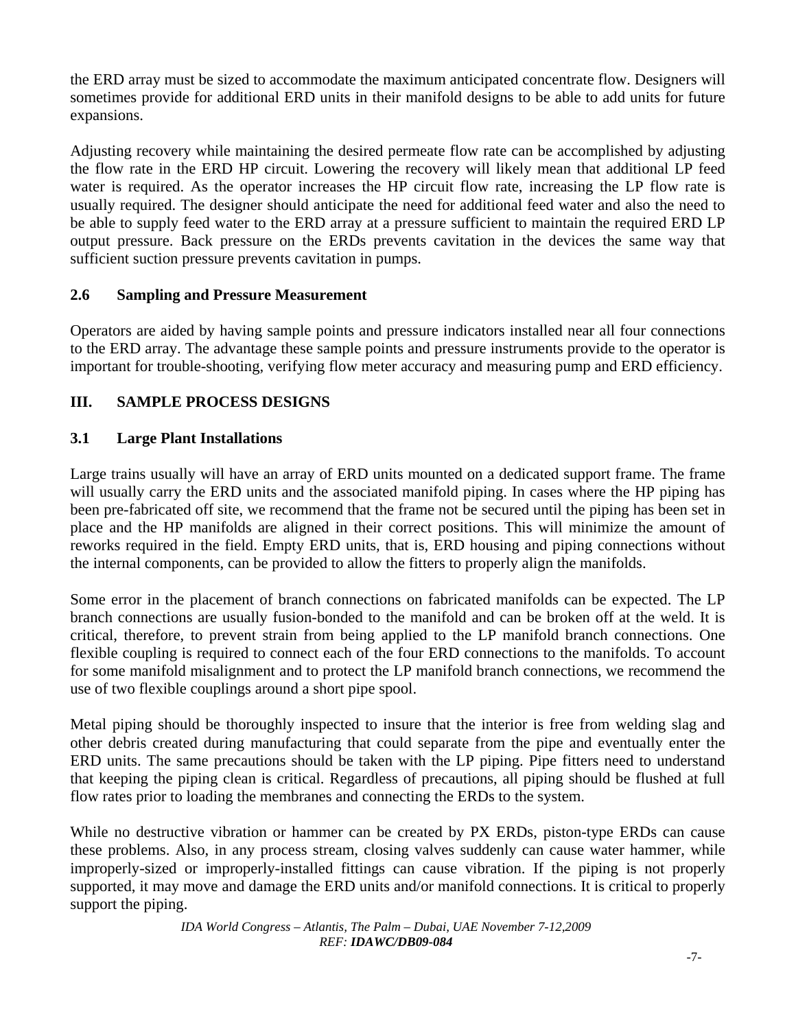the ERD array must be sized to accommodate the maximum anticipated concentrate flow. Designers will sometimes provide for additional ERD units in their manifold designs to be able to add units for future expansions.

Adjusting recovery while maintaining the desired permeate flow rate can be accomplished by adjusting the flow rate in the ERD HP circuit. Lowering the recovery will likely mean that additional LP feed water is required. As the operator increases the HP circuit flow rate, increasing the LP flow rate is usually required. The designer should anticipate the need for additional feed water and also the need to be able to supply feed water to the ERD array at a pressure sufficient to maintain the required ERD LP output pressure. Back pressure on the ERDs prevents cavitation in the devices the same way that sufficient suction pressure prevents cavitation in pumps.

### 2.6 Sampling and Pressure Measurement

Operators are aided by having sample points and pressure indicators installed near all four connections to the ERD array. The advantage these sample points and pressure instruments provide to the operator is important for trouble-shooting, verifying flow meter accuracy and measuring pump and ERD efficiency.

## III. SAMPLE PROCESS DESIGNS

### 3.1 Large Plant Installations

Large trains usually will have an array of ERD units mounted on a dedicated support frame. The frame will usually carry the ERD units and the associated manifold piping. In cases where the HP piping has been pre-fabricated off site, we recommend that the frame not be secured until the piping has been set in place and the HP manifolds are aligned in their correct positions. This will minimize the amount of reworks required in the field. Empty ERD units, that is, ERD housing and piping connections without the internal components, can be provided to allow the fitters to properly align the manifolds.

Some error in the placement of branch connections on fabricated manifolds can be expected. The LP branch connections are usually fusion-bonded to the manifold and can be broken off at the weld. It is critical, therefore, to prevent strain from being applied to the LP manifold branch connections. One flexible coupling is required to connect each of the four ERD connections to the manifolds. To account for some manifold misalignment and to protect the LP manifold branch connections, we recommend the use of two flexible couplings around a short pipe spool.

Metal piping should be thoroughly inspected to insure that the interior is free from welding slag and other debris created during manufacturing that could separate from the pipe and eventually enter the ERD units. The same precautions should be taken with the LP piping. Pipe fitters need to understand that keeping the piping clean is critical. Regardless of precautions, all piping should be flushed at full flow rates prior to loading the membranes and connecting the ERDs to the system.

While no destructive vibration or hammer can be created by PX ERDs, piston-type ERDs can cause these problems. Also, in any process stream, closing valves suddenly can cause water hammer, while improperly-sized or improperly-installed fittings can cause vibration. If the piping is not properly supported, it may move and damage the ERD units and/or manifold connections. It is critical to properly support the piping.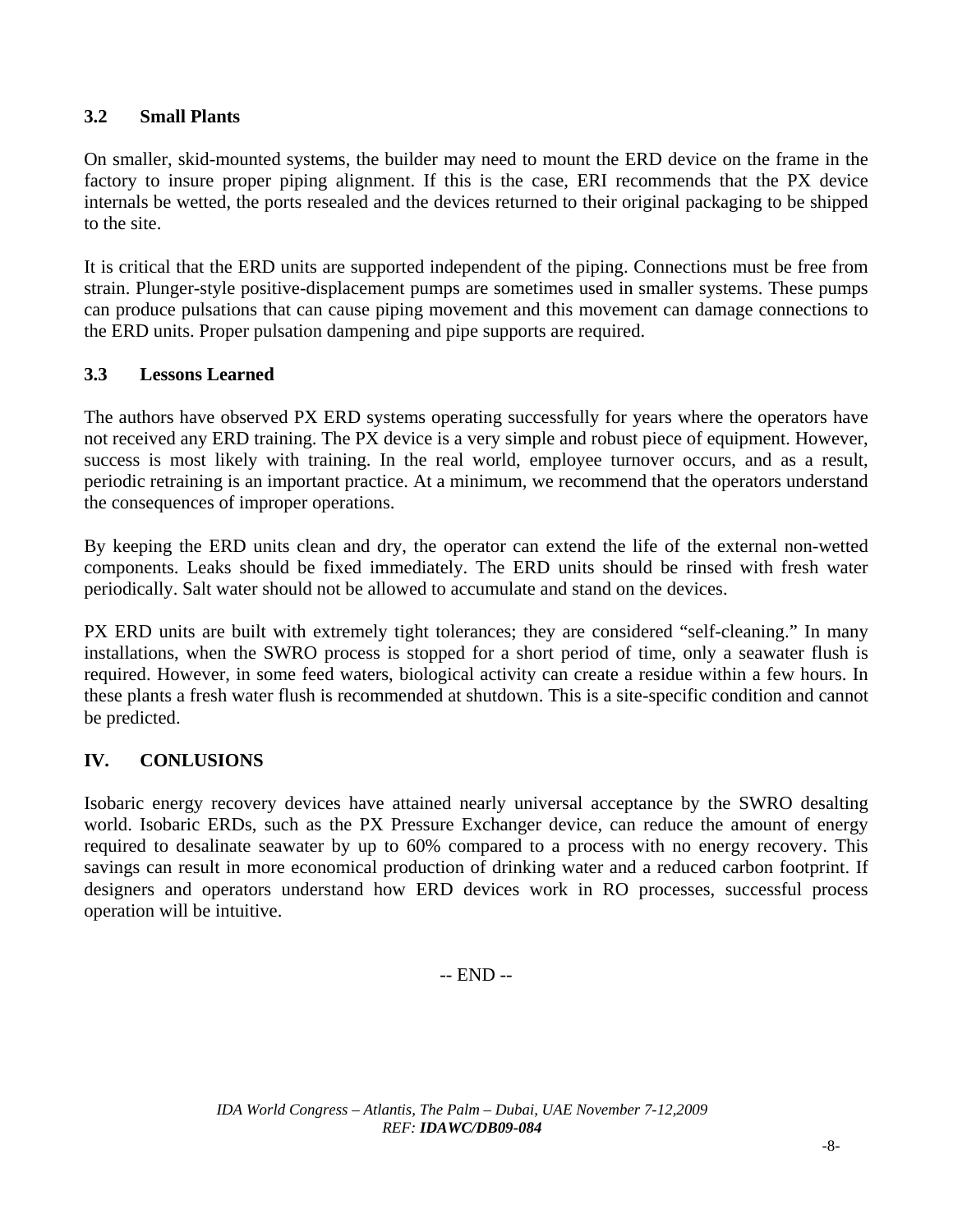### 3.2 Small Plants

On smaller, skid-mounted systems, the builder may need to mount the ERD device on the frame in the factory to insure proper piping alignment. If this is the case, ERI recommends that the PX device internals be wetted, the ports resealed and the devices returned to their original packaging to be shipped to the site.

It is critical that the ERD units are supported independent of the piping. Connections must be free from strain. Plunger-style positive-displacement pumps are sometimes used in smaller systems. These pumps can produce pulsations that can cause piping movement and this movement can damage connections to the ERD units. Proper pulsation dampening and pipe supports are required.

### 3.3 Lessons Learned

The authors have observed PX ERD systems operating successfully for years where the operators have not received any ERD training. The PX device is a very simple and robust piece of equipment. However, success is most likely with training. In the real world, employee turnover occurs, and as a result, periodic retraining is an important practice. At a minimum, we recommend that the operators understand the consequences of improper operations.

By keeping the ERD units clean and dry, the operator can extend the life of the external non-wetted components. Leaks should be fixed immediately. The ERD units should be rinsed with fresh water periodically. Salt water should not be allowed to accumulate and stand on the devices.

PX ERD units are built with extremely tight tolerances; they are considered "self-cleaning." In many installations, when the SWRO process is stopped for a short period of time, only a seawater flush is required. However, in some feed waters, biological activity can create a residue within a few hours. In these plants a fresh water flush is recommended at shutdown. This is a site-specific condition and cannot be predicted.

## IV. CONLUSIONS

Isobaric energy recovery devices have attained nearly universal acceptance by the SWRO desalting world. Isobaric ERDs, such as the PX Pressure Exchanger device, can reduce the amount of energy required to desalinate seawater by up to 60% compared to a process with no energy recovery. This savings can result in more economical production of drinking water and a reduced carbon footprint. If designers and operators understand how ERD devices work in RO processes, successful process operation will be intuitive.

-- END --